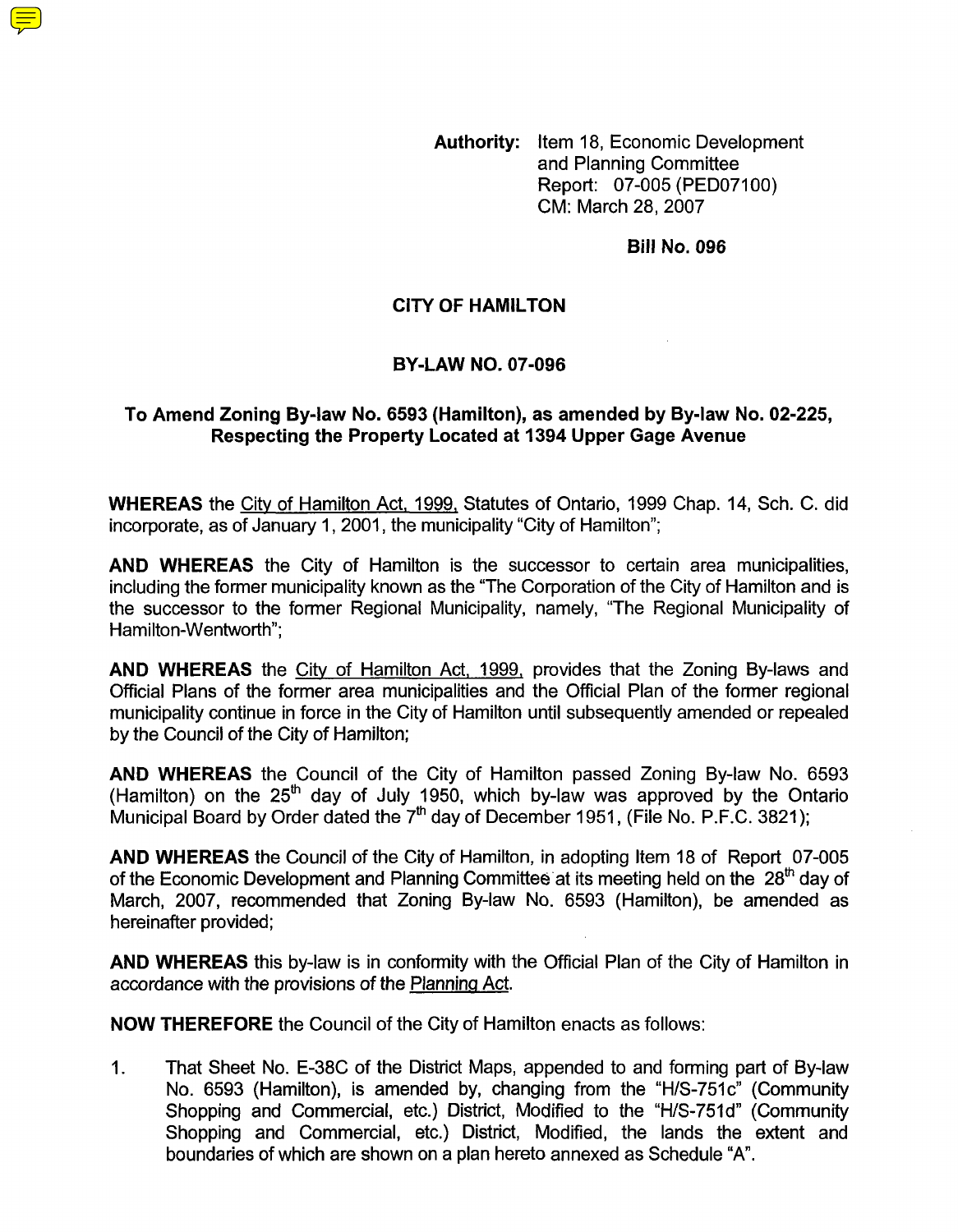**Authority:** Item 18, Economic Development and Planning Committee
Report: 07-005 (PED07100)
CM: March 28, 2007

**Bill No. 096**

## CITY OF HAMILTON

## BY-LAW NO. 07-096

### To Amend Zoning By-law No. 6593 (Hamilton), as amended by By-law No. 02-225, Respecting the Property Located at 1394 Upper Gage Avenue

**WHEREAS** the City of Hamilton Act, 1999, Statutes of Ontario, 1999 Chap. 14, Sch. C. did incorporate, as of January 1, 2001, the municipality "City of Hamilton";

**AND WHEREAS** the City of Hamilton is the successor to certain area municipalities, including the former municipality known as the "The Corporation of the City of Hamilton and is the successor to the former Regional Municipality, namely, "The Regional Municipality of Hamilton-Wentworth";

**AND WHEREAS** the City of Hamilton Act, 1999, provides that the Zoning By-laws and Official Plans of the former area municipalities and the Official Plan of the former regional municipality continue in force in the City of Hamilton until subsequently amended or repealed by the Council of the City of Hamilton;

**AND WHEREAS** the Council of the City of Hamilton passed Zoning By-law No. 6593 (Hamilton) on the 25th day of July 1950, which by-law was approved by the Ontario Municipal Board by Order dated the 7th day of December 1951, (File No. P.F.C. 3821);

**AND WHEREAS** the Council of the City of Hamilton, in adopting Item 18 of Report 07-005 of the Economic Development and Planning Committee at its meeting held on the 28th day of March, 2007, recommended that Zoning By-law No. 6593 (Hamilton), be amended as hereinafter provided;

**AND WHEREAS** this by-law is in conformity with the Official Plan of the City of Hamilton in accordance with the provisions of the Planning Act.

**NOW THEREFORE** the Council of the City of Hamilton enacts as follows:

1. That Sheet No. E-38C of the District Maps, appended to and forming part of By-law No. 6593 (Hamilton), is amended by, changing from the "H/S-751c" (Community Shopping and Commercial, etc.) District, Modified to the "H/S-751d" (Community Shopping and Commercial, etc.) District, Modified, the lands the extent and boundaries of which are shown on a plan hereto annexed as Schedule "A".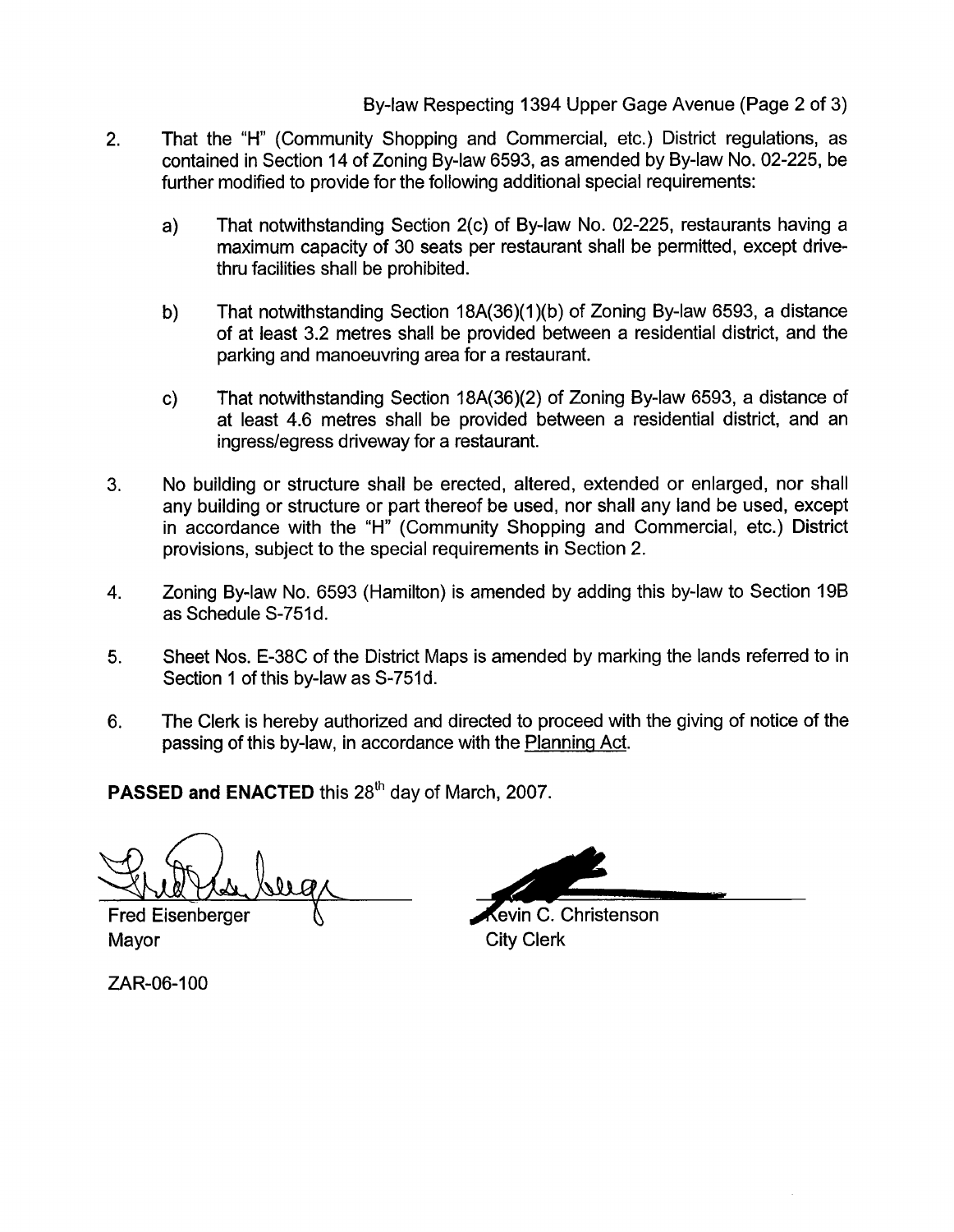By-law Respecting 1394 Upper Gage Avenue (Page 2 of 3)

2. That the "H" (Community Shopping and Commercial, etc.) District regulations, as contained in Section 14 of Zoning By-law 6593, as amended by By-law No. 02-225, be further modified to provide for the following additional special requirements:

   a) That notwithstanding Section 2(c) of By-law No. 02-225, restaurants having a maximum capacity of 30 seats per restaurant shall be permitted, except drive-thru facilities shall be prohibited.

   b) That notwithstanding Section 18A(36)(1)(b) of Zoning By-law 6593, a distance of at least 3.2 metres shall be provided between a residential district, and the parking and manoeuvring area for a restaurant.

   c) That notwithstanding Section 18A(36)(2) of Zoning By-law 6593, a distance of at least 4.6 metres shall be provided between a residential district, and an ingress/egress driveway for a restaurant.

3. No building or structure shall be erected, altered, extended or enlarged, nor shall any building or structure or part thereof be used, nor shall any land be used, except in accordance with the "H" (Community Shopping and Commercial, etc.) District provisions, subject to the special requirements in Section 2.

4. Zoning By-law No. 6593 (Hamilton) is amended by adding this by-law to Section 19B as Schedule S-751d.

5. Sheet Nos. E-38C of the District Maps is amended by marking the lands referred to in Section 1 of this by-law as S-751d.

6. The Clerk is hereby authorized and directed to proceed with the giving of notice of the passing of this by-law, in accordance with the Planning Act.

**PASSED and ENACTED** this 28th day of March, 2007.

Fred Eisenberger
Mayor

Kevin C. Christenson
City Clerk

ZAR-06-100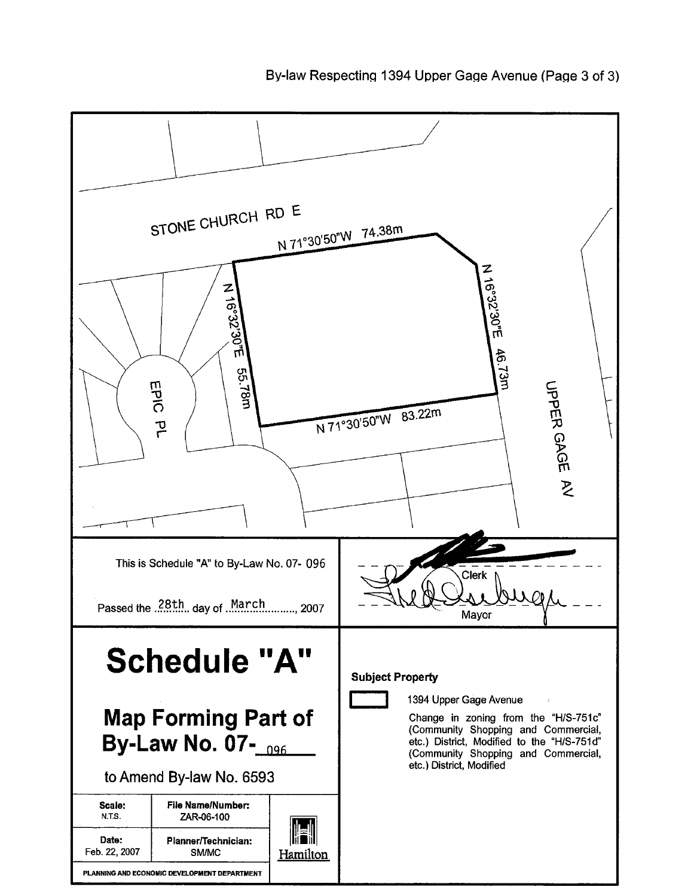STONE CHURCH RD E

N 71°30'50"W 74.38m

N 16°32'30"E 55.78m

N 16°32'30"E 46.73m

N 71°30'50"W 83.22m

EPIC PL

UPPER GAGE AV

This is Schedule "A" to By-Law No. 07- 096

Passed the 28th day of March, 2007

Clerk

Mayor

# Schedule "A"

## Map Forming Part of By-Law No. 07- 096

to Amend By-law No. 6593

| Scale: | File Name/Number: |
|---|---|
| N.T.S. | ZAR-06-100 |
| **Date:** | **Planner/Technician:** |
| Feb. 22, 2007 | SM/MC |

PLANNING AND ECONOMIC DEVELOPMENT DEPARTMENT

Hamilton

**Subject Property**

1394 Upper Gage Avenue

Change in zoning from the "H/S-751c" (Community Shopping and Commercial, etc.) District, Modified to the "H/S-751d" (Community Shopping and Commercial, etc.) District, Modified